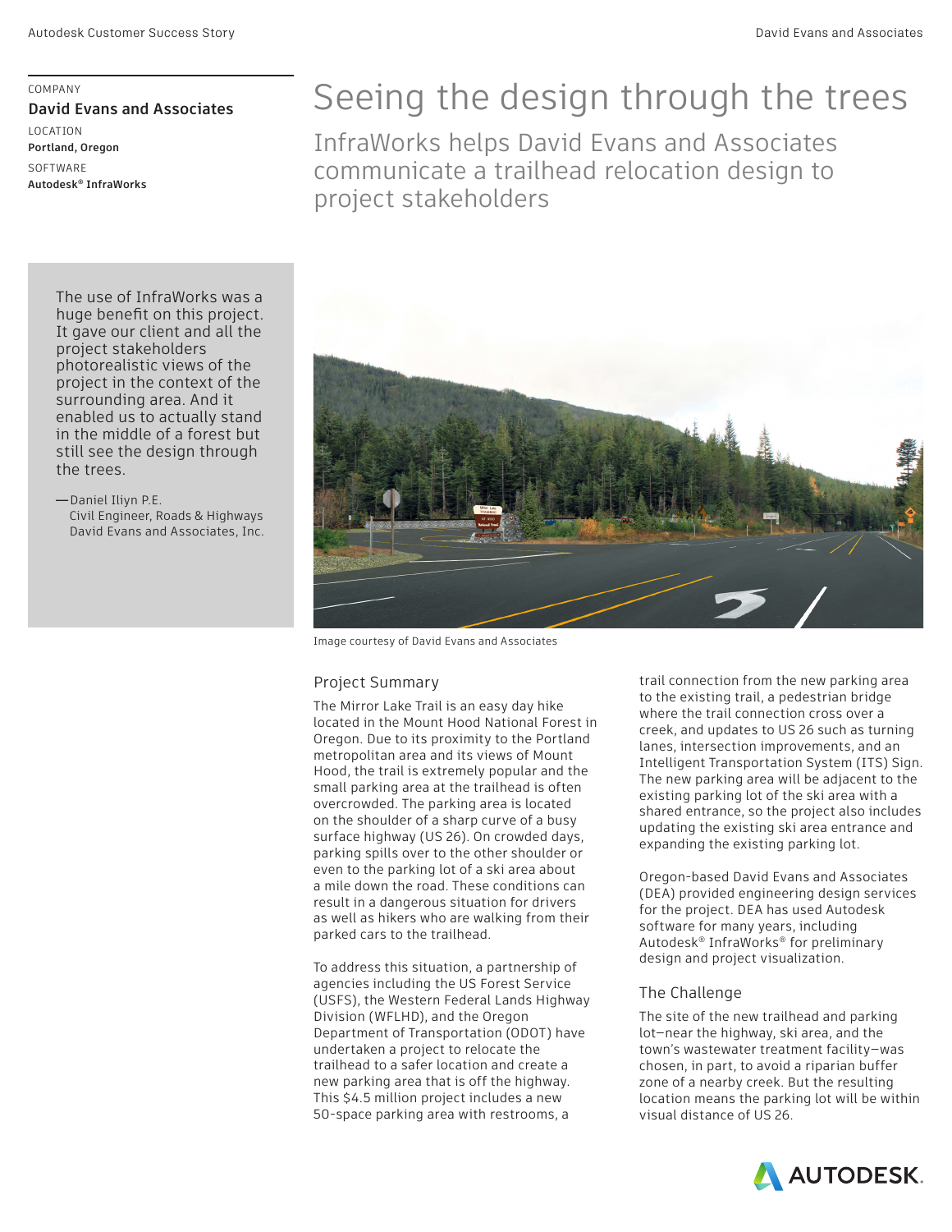# Seeing the design through the trees

## InfraWorks helps David Evans and Associates communicate a trailhead relocation design to project stakeholders

COMPANY
**David Evans and Associates**

LOCATION
**Portland, Oregon**

SOFTWARE
**Autodesk® InfraWorks**

> The use of InfraWorks was a huge benefit on this project. It gave our client and all the project stakeholders photorealistic views of the project in the context of the surrounding area. And it enabled us to actually stand in the middle of a forest but still see the design through the trees.
>
> —Daniel Iliyn P.E.
> Civil Engineer, Roads & Highways
> David Evans and Associates, Inc.

Image courtesy of David Evans and Associates

### Project Summary

The Mirror Lake Trail is an easy day hike located in the Mount Hood National Forest in Oregon. Due to its proximity to the Portland metropolitan area and its views of Mount Hood, the trail is extremely popular and the small parking area at the trailhead is often overcrowded. The parking area is located on the shoulder of a sharp curve of a busy surface highway (US 26). On crowded days, parking spills over to the other shoulder or even to the parking lot of a ski area about a mile down the road. These conditions can result in a dangerous situation for drivers as well as hikers who are walking from their parked cars to the trailhead.

To address this situation, a partnership of agencies including the US Forest Service (USFS), the Western Federal Lands Highway Division (WFLHD), and the Oregon Department of Transportation (ODOT) have undertaken a project to relocate the trailhead to a safer location and create a new parking area that is off the highway. This $4.5 million project includes a new 50-space parking area with restrooms, a trail connection from the new parking area to the existing trail, a pedestrian bridge where the trail connection cross over a creek, and updates to US 26 such as turning lanes, intersection improvements, and an Intelligent Transportation System (ITS) Sign. The new parking area will be adjacent to the existing parking lot of the ski area with a shared entrance, so the project also includes updating the existing ski area entrance and expanding the existing parking lot.

Oregon-based David Evans and Associates (DEA) provided engineering design services for the project. DEA has used Autodesk software for many years, including Autodesk® InfraWorks® for preliminary design and project visualization.

### The Challenge

The site of the new trailhead and parking lot—near the highway, ski area, and the town's wastewater treatment facility—was chosen, in part, to avoid a riparian buffer zone of a nearby creek. But the resulting location means the parking lot will be within visual distance of US 26.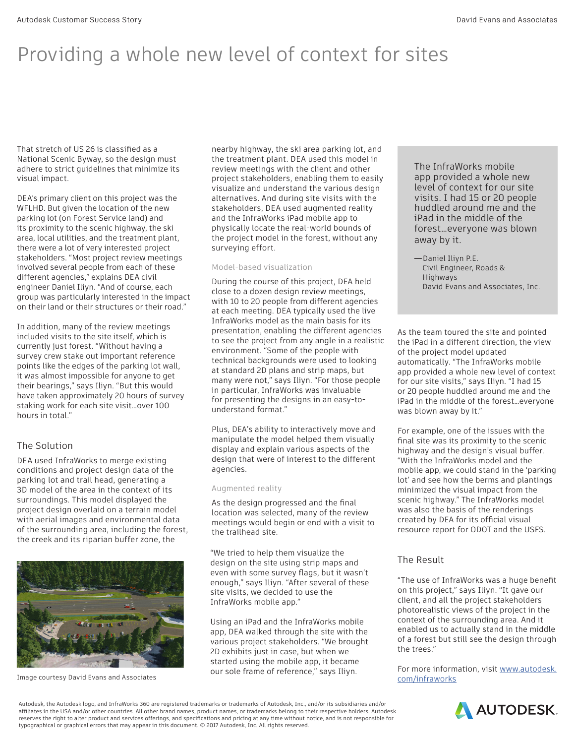# Providing a whole new level of context for sites

That stretch of US 26 is classified as a National Scenic Byway, so the design must adhere to strict guidelines that minimize its visual impact.

DEA's primary client on this project was the WFLHD. But given the location of the new parking lot (on Forest Service land) and its proximity to the scenic highway, the ski area, local utilities, and the treatment plant, there were a lot of very interested project stakeholders. "Most project review meetings involved several people from each of these different agencies," explains DEA civil engineer Daniel Iliyn. "And of course, each group was particularly interested in the impact on their land or their structures or their road."

In addition, many of the review meetings included visits to the site itself, which is currently just forest. "Without having a survey crew stake out important reference points like the edges of the parking lot wall, it was almost impossible for anyone to get their bearings," says Iliyn. "But this would have taken approximately 20 hours of survey staking work for each site visit…over 100 hours in total."

## The Solution

DEA used InfraWorks to merge existing conditions and project design data of the parking lot and trail head, generating a 3D model of the area in the context of its surroundings. This model displayed the project design overlaid on a terrain model with aerial images and environmental data of the surrounding area, including the forest, the creek and its riparian buffer zone, the nearby highway, the ski area parking lot, and the treatment plant. DEA used this model in review meetings with the client and other project stakeholders, enabling them to easily visualize and understand the various design alternatives. And during site visits with the stakeholders, DEA used augmented reality and the InfraWorks iPad mobile app to physically locate the real-world bounds of the project model in the forest, without any surveying effort.

Image courtesy David Evans and Associates

### Model-based visualization

During the course of this project, DEA held close to a dozen design review meetings, with 10 to 20 people from different agencies at each meeting. DEA typically used the live InfraWorks model as the main basis for its presentation, enabling the different agencies to see the project from any angle in a realistic environment. "Some of the people with technical backgrounds were used to looking at standard 2D plans and strip maps, but many were not," says Iliyn. "For those people in particular, InfraWorks was invaluable for presenting the designs in an easy-to-understand format."

Plus, DEA's ability to interactively move and manipulate the model helped them visually display and explain various aspects of the design that were of interest to the different agencies.

### Augmented reality

As the design progressed and the final location was selected, many of the review meetings would begin or end with a visit to the trailhead site.

"We tried to help them visualize the design on the site using strip maps and even with some survey flags, but it wasn't enough," says Iliyn. "After several of these site visits, we decided to use the InfraWorks mobile app."

Using an iPad and the InfraWorks mobile app, DEA walked through the site with the various project stakeholders. "We brought 2D exhibits just in case, but when we started using the mobile app, it became our sole frame of reference," says Iliyn.

> The InfraWorks mobile app provided a whole new level of context for our site visits. I had 15 or 20 people huddled around me and the iPad in the middle of the forest…everyone was blown away by it.
>
> —Daniel Iliyn P.E.
> Civil Engineer, Roads & Highways
> David Evans and Associates, Inc.

As the team toured the site and pointed the iPad in a different direction, the view of the project model updated automatically. "The InfraWorks mobile app provided a whole new level of context for our site visits," says Iliyn. "I had 15 or 20 people huddled around me and the iPad in the middle of the forest…everyone was blown away by it."

For example, one of the issues with the final site was its proximity to the scenic highway and the design's visual buffer. "With the InfraWorks model and the mobile app, we could stand in the 'parking lot' and see how the berms and plantings minimized the visual impact from the scenic highway." The InfraWorks model was also the basis of the renderings created by DEA for its official visual resource report for ODOT and the USFS.

## The Result

"The use of InfraWorks was a huge benefit on this project," says Iliyn. "It gave our client, and all the project stakeholders photorealistic views of the project in the context of the surrounding area. And it enabled us to actually stand in the middle of a forest but still see the design through the trees."

For more information, visit [www.autodesk.com/infraworks](www.autodesk.com/infraworks)

Autodesk, the Autodesk logo, and InfraWorks 360 are registered trademarks or trademarks of Autodesk, Inc., and/or its subsidiaries and/or affiliates in the USA and/or other countries. All other brand names, product names, or trademarks belong to their respective holders. Autodesk reserves the right to alter product and services offerings, and specifications and pricing at any time without notice, and is not responsible for typographical or graphical errors that may appear in this document. © 2017 Autodesk, Inc. All rights reserved.